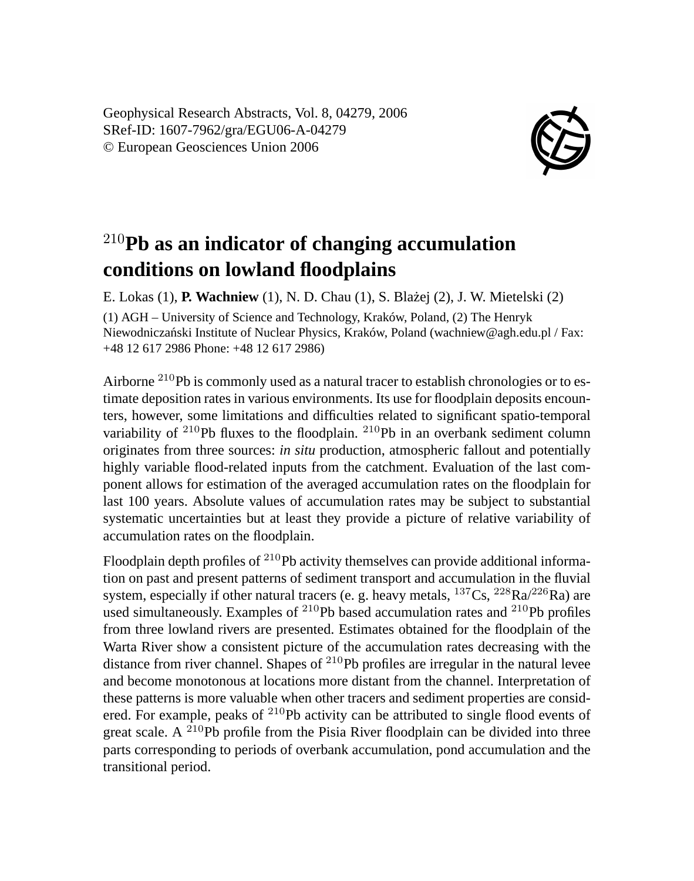# $^{210}$Pb as an indicator of changing accumulation conditions on lowland floodplains

E. Lokas (1), **P. Wachniew** (1), N. D. Chau (1), S. Błażej (2), J. W. Mietelski (2)

(1) AGH – University of Science and Technology, Kraków, Poland, (2) The Henryk Niewodniczański Institute of Nuclear Physics, Kraków, Poland (wachniew@agh.edu.pl / Fax: +48 12 617 2986 Phone: +48 12 617 2986)

Airborne $^{210}$Pb is commonly used as a natural tracer to establish chronologies or to estimate deposition rates in various environments. Its use for floodplain deposits encounters, however, some limitations and difficulties related to significant spatio-temporal variability of $^{210}$Pb fluxes to the floodplain. $^{210}$Pb in an overbank sediment column originates from three sources: *in situ* production, atmospheric fallout and potentially highly variable flood-related inputs from the catchment. Evaluation of the last component allows for estimation of the averaged accumulation rates on the floodplain for last 100 years. Absolute values of accumulation rates may be subject to substantial systematic uncertainties but at least they provide a picture of relative variability of accumulation rates on the floodplain.

Floodplain depth profiles of $^{210}$Pb activity themselves can provide additional information on past and present patterns of sediment transport and accumulation in the fluvial system, especially if other natural tracers (e. g. heavy metals, $^{137}$Cs, $^{228}$Ra/$^{226}$Ra) are used simultaneously. Examples of $^{210}$Pb based accumulation rates and $^{210}$Pb profiles from three lowland rivers are presented. Estimates obtained for the floodplain of the Warta River show a consistent picture of the accumulation rates decreasing with the distance from river channel. Shapes of $^{210}$Pb profiles are irregular in the natural levee and become monotonous at locations more distant from the channel. Interpretation of these patterns is more valuable when other tracers and sediment properties are considered. For example, peaks of $^{210}$Pb activity can be attributed to single flood events of great scale. A $^{210}$Pb profile from the Pisia River floodplain can be divided into three parts corresponding to periods of overbank accumulation, pond accumulation and the transitional period.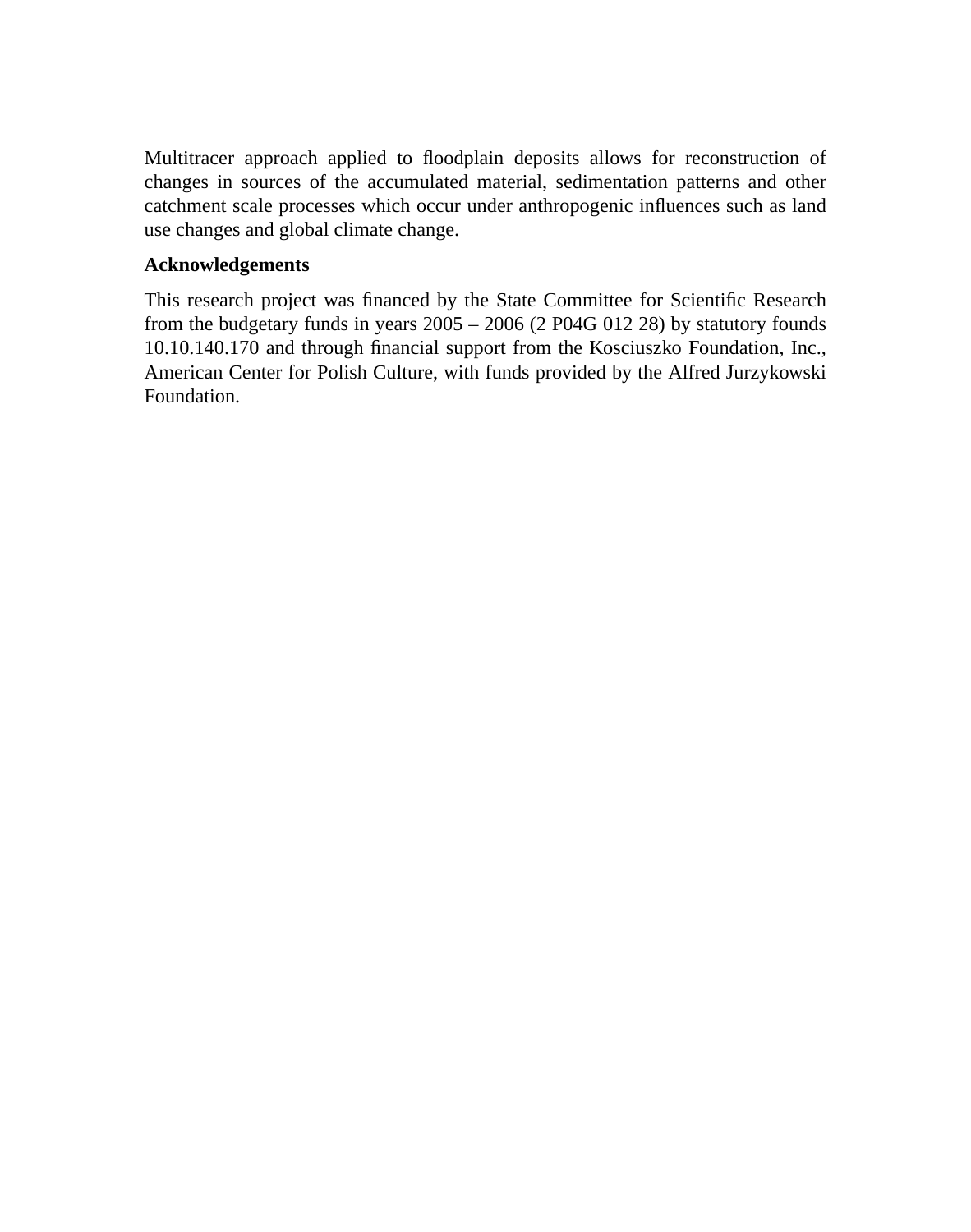Multitracer approach applied to floodplain deposits allows for reconstruction of changes in sources of the accumulated material, sedimentation patterns and other catchment scale processes which occur under anthropogenic influences such as land use changes and global climate change.

**Acknowledgements**

This research project was financed by the State Committee for Scientific Research from the budgetary funds in years 2005 – 2006 (2 P04G 012 28) by statutory founds 10.10.140.170 and through financial support from the Kosciuszko Foundation, Inc., American Center for Polish Culture, with funds provided by the Alfred Jurzykowski Foundation.